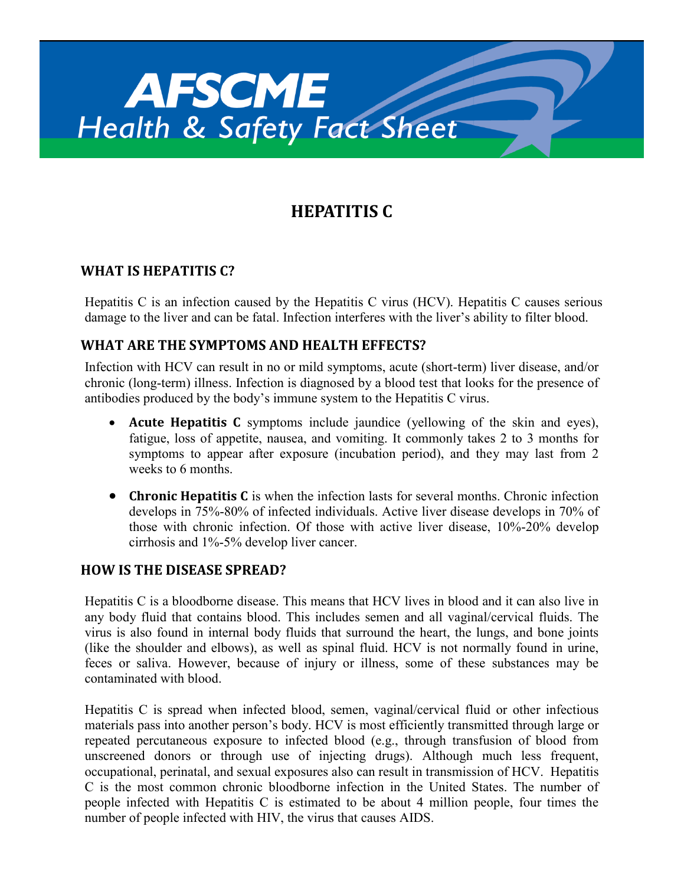# AFSCME Health & Safety Fact Sheet

# HEPATITIS C

## WHAT IS HEPATITIS C?

Hepatitis C is an infection caused by the Hepatitis C virus (HCV). Hepatitis C causes serious damage to the liver and can be fatal. Infection interferes with the liver's ability to filter blood.

## WHAT ARE THE SYMPTOMS AND HEALTH EFFECTS?

Infection with HCV can result in no or mild symptoms, acute (short-term) liver disease, and/or chronic (long-term) illness. Infection is diagnosed by a blood test that looks for the presence of antibodies produced by the body's immune system to the Hepatitis C virus.

- **Acute Hepatitis C** symptoms include jaundice (yellowing of the skin and eyes), fatigue, loss of appetite, nausea, and vomiting. It commonly takes 2 to 3 months for symptoms to appear after exposure (incubation period), and they may last from 2 weeks to 6 months.
- **Chronic Hepatitis C** is when the infection lasts for several months. Chronic infection develops in 75%-80% of infected individuals. Active liver disease develops in 70% of those with chronic infection. Of those with active liver disease, 10%-20% develop cirrhosis and 1%-5% develop liver cancer.

## HOW IS THE DISEASE SPREAD?

Hepatitis C is a bloodborne disease. This means that HCV lives in blood and it can also live in any body fluid that contains blood. This includes semen and all vaginal/cervical fluids. The virus is also found in internal body fluids that surround the heart, the lungs, and bone joints (like the shoulder and elbows), as well as spinal fluid. HCV is not normally found in urine, feces or saliva. However, because of injury or illness, some of these substances may be contaminated with blood.

Hepatitis C is spread when infected blood, semen, vaginal/cervical fluid or other infectious materials pass into another person's body. HCV is most efficiently transmitted through large or repeated percutaneous exposure to infected blood (e.g., through transfusion of blood from unscreened donors or through use of injecting drugs). Although much less frequent, occupational, perinatal, and sexual exposures also can result in transmission of HCV. Hepatitis C is the most common chronic bloodborne infection in the United States. The number of people infected with Hepatitis C is estimated to be about 4 million people, four times the number of people infected with HIV, the virus that causes AIDS.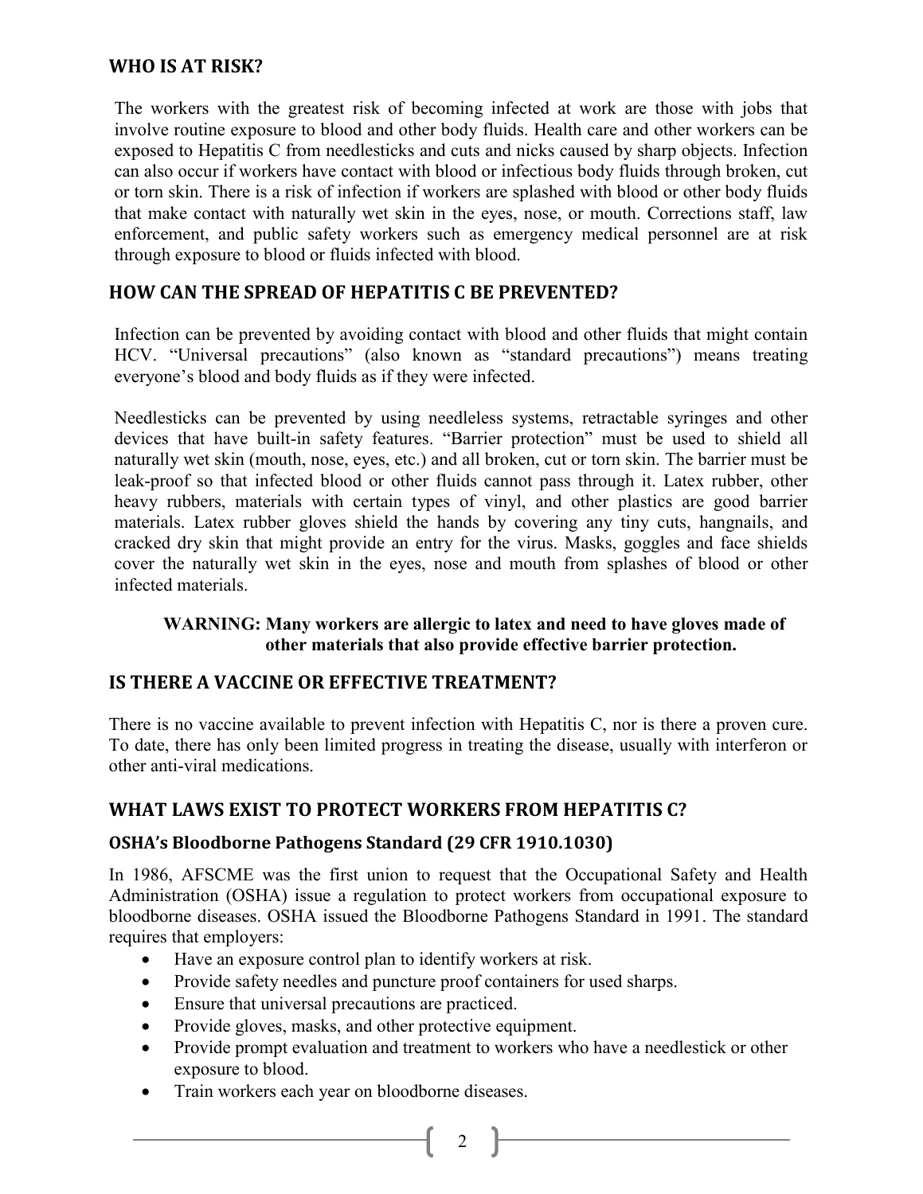## WHO IS AT RISK?

The workers with the greatest risk of becoming infected at work are those with jobs that involve routine exposure to blood and other body fluids. Health care and other workers can be exposed to Hepatitis C from needlesticks and cuts and nicks caused by sharp objects. Infection can also occur if workers have contact with blood or infectious body fluids through broken, cut or torn skin. There is a risk of infection if workers are splashed with blood or other body fluids that make contact with naturally wet skin in the eyes, nose, or mouth. Corrections staff, law enforcement, and public safety workers such as emergency medical personnel are at risk through exposure to blood or fluids infected with blood.

## HOW CAN THE SPREAD OF HEPATITIS C BE PREVENTED?

Infection can be prevented by avoiding contact with blood and other fluids that might contain HCV. "Universal precautions" (also known as "standard precautions") means treating everyone's blood and body fluids as if they were infected.

Needlesticks can be prevented by using needleless systems, retractable syringes and other devices that have built-in safety features. "Barrier protection" must be used to shield all naturally wet skin (mouth, nose, eyes, etc.) and all broken, cut or torn skin. The barrier must be leak-proof so that infected blood or other fluids cannot pass through it. Latex rubber, other heavy rubbers, materials with certain types of vinyl, and other plastics are good barrier materials. Latex rubber gloves shield the hands by covering any tiny cuts, hangnails, and cracked dry skin that might provide an entry for the virus. Masks, goggles and face shields cover the naturally wet skin in the eyes, nose and mouth from splashes of blood or other infected materials.

**WARNING: Many workers are allergic to latex and need to have gloves made of other materials that also provide effective barrier protection.**

## IS THERE A VACCINE OR EFFECTIVE TREATMENT?

There is no vaccine available to prevent infection with Hepatitis C, nor is there a proven cure. To date, there has only been limited progress in treating the disease, usually with interferon or other anti-viral medications.

## WHAT LAWS EXIST TO PROTECT WORKERS FROM HEPATITIS C?

### OSHA's Bloodborne Pathogens Standard (29 CFR 1910.1030)

In 1986, AFSCME was the first union to request that the Occupational Safety and Health Administration (OSHA) issue a regulation to protect workers from occupational exposure to bloodborne diseases. OSHA issued the Bloodborne Pathogens Standard in 1991. The standard requires that employers:

- Have an exposure control plan to identify workers at risk.
- Provide safety needles and puncture proof containers for used sharps.
- Ensure that universal precautions are practiced.
- Provide gloves, masks, and other protective equipment.
- Provide prompt evaluation and treatment to workers who have a needlestick or other exposure to blood.
- Train workers each year on bloodborne diseases.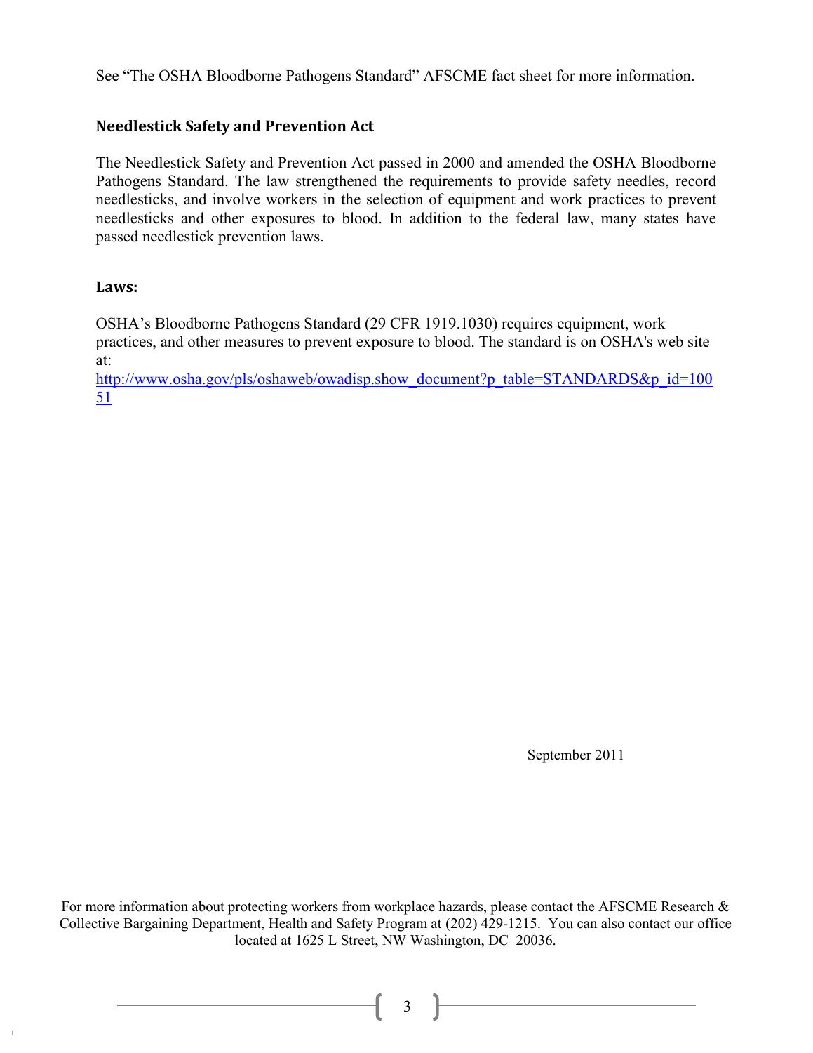See "The OSHA Bloodborne Pathogens Standard" AFSCME fact sheet for more information.

### Needlestick Safety and Prevention Act

The Needlestick Safety and Prevention Act passed in 2000 and amended the OSHA Bloodborne Pathogens Standard. The law strengthened the requirements to provide safety needles, record needlesticks, and involve workers in the selection of equipment and work practices to prevent needlesticks and other exposures to blood. In addition to the federal law, many states have passed needlestick prevention laws.

### Laws:

OSHA's Bloodborne Pathogens Standard (29 CFR 1919.1030) requires equipment, work practices, and other measures to prevent exposure to blood. The standard is on OSHA's web site at:
http://www.osha.gov/pls/oshaweb/owadisp.show_document?p_table=STANDARDS&p_id=10051

September 2011

For more information about protecting workers from workplace hazards, please contact the AFSCME Research & Collective Bargaining Department, Health and Safety Program at (202) 429-1215. You can also contact our office located at 1625 L Street, NW Washington, DC 20036.